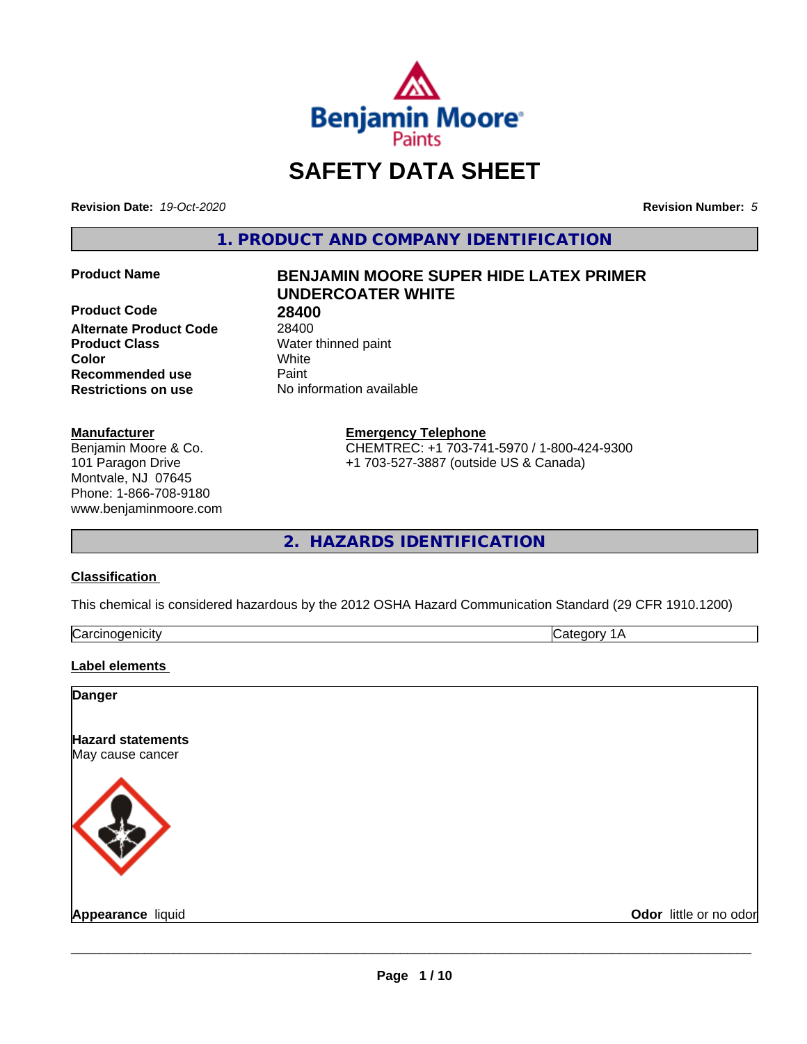# SAFETY DATA SHEET

**Revision Date:** *19-Oct-2020* **Revision Number:** *5*

## 1. PRODUCT AND COMPANY IDENTIFICATION

| | |
|---|---|
| **Product Name** | **BENJAMIN MOORE SUPER HIDE LATEX PRIMER UNDERCOATER WHITE** |
| **Product Code** | **28400** |
| **Alternate Product Code** | 28400 |
| **Product Class** | Water thinned paint |
| **Color** | White |
| **Recommended use** | Paint |
| **Restrictions on use** | No information available |

**Manufacturer**
Benjamin Moore & Co.
101 Paragon Drive
Montvale, NJ 07645
Phone: 1-866-708-9180
www.benjaminmoore.com

**Emergency Telephone**
CHEMTREC: +1 703-741-5970 / 1-800-424-9300
+1 703-527-3887 (outside US & Canada)

## 2. HAZARDS IDENTIFICATION

### Classification

This chemical is considered hazardous by the 2012 OSHA Hazard Communication Standard (29 CFR 1910.1200)

| | |
|---|---|
| Carcinogenicity | Category 1A |

### Label elements

**Danger**

**Hazard statements**
May cause cancer

**Appearance** liquid **Odor** little or no odor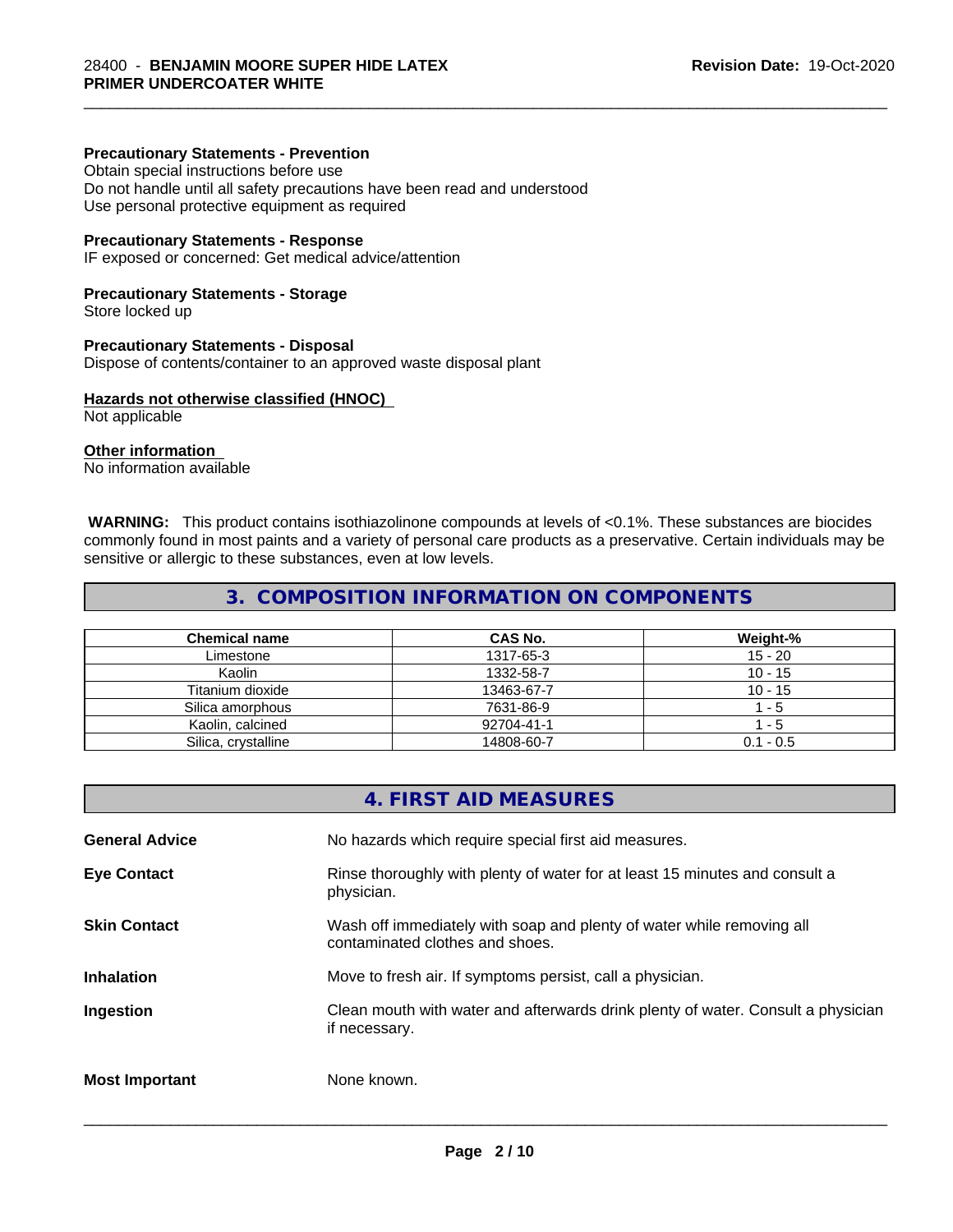**Precautionary Statements - Prevention**
Obtain special instructions before use
Do not handle until all safety precautions have been read and understood
Use personal protective equipment as required

**Precautionary Statements - Response**
IF exposed or concerned: Get medical advice/attention

**Precautionary Statements - Storage**
Store locked up

**Precautionary Statements - Disposal**
Dispose of contents/container to an approved waste disposal plant

**Hazards not otherwise classified (HNOC)**
Not applicable

**Other information**
No information available

**WARNING:** This product contains isothiazolinone compounds at levels of <0.1%. These substances are biocides commonly found in most paints and a variety of personal care products as a preservative. Certain individuals may be sensitive or allergic to these substances, even at low levels.

## 3. COMPOSITION INFORMATION ON COMPONENTS

| Chemical name | CAS No. | Weight-% |
|---|---|---|
| Limestone | 1317-65-3 | 15 - 20 |
| Kaolin | 1332-58-7 | 10 - 15 |
| Titanium dioxide | 13463-67-7 | 10 - 15 |
| Silica amorphous | 7631-86-9 | 1 - 5 |
| Kaolin, calcined | 92704-41-1 | 1 - 5 |
| Silica, crystalline | 14808-60-7 | 0.1 - 0.5 |

## 4. FIRST AID MEASURES

**General Advice** No hazards which require special first aid measures.

**Eye Contact** Rinse thoroughly with plenty of water for at least 15 minutes and consult a physician.

**Skin Contact** Wash off immediately with soap and plenty of water while removing all contaminated clothes and shoes.

**Inhalation** Move to fresh air. If symptoms persist, call a physician.

**Ingestion** Clean mouth with water and afterwards drink plenty of water. Consult a physician if necessary.

**Most Important** None known.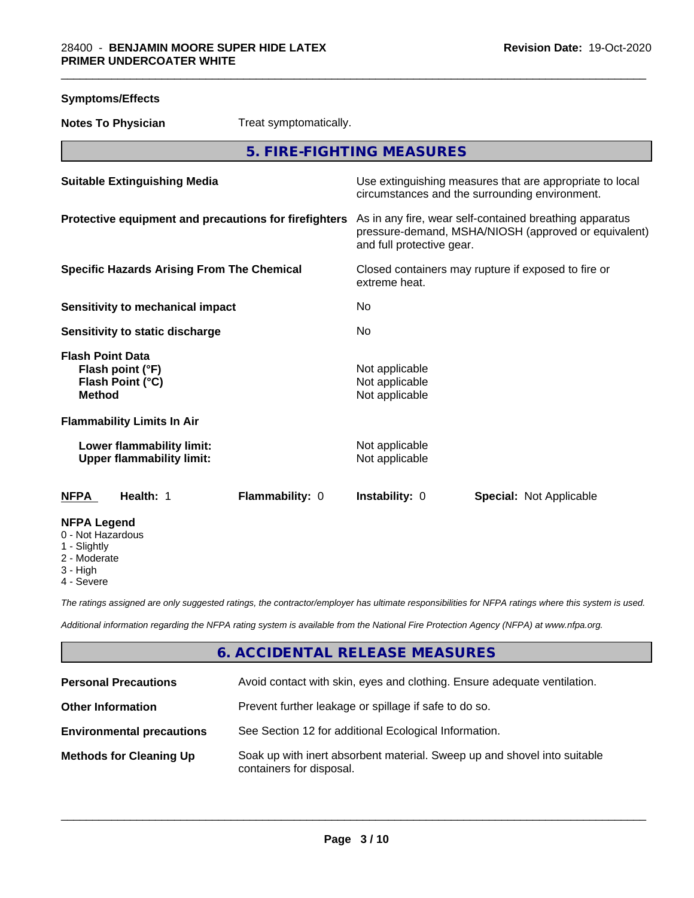**Symptoms/Effects**

| | |
|---|---|
| **Notes To Physician** | Treat symptomatically. |

## 5. FIRE-FIGHTING MEASURES

| | |
|---|---|
| **Suitable Extinguishing Media** | Use extinguishing measures that are appropriate to local circumstances and the surrounding environment. |
| **Protective equipment and precautions for firefighters** | As in any fire, wear self-contained breathing apparatus pressure-demand, MSHA/NIOSH (approved or equivalent) and full protective gear. |
| **Specific Hazards Arising From The Chemical** | Closed containers may rupture if exposed to fire or extreme heat. |
| **Sensitivity to mechanical impact** | No |
| **Sensitivity to static discharge** | No |
| **Flash Point Data** | |
| **Flash point (°F)** | Not applicable |
| **Flash Point (°C)** | Not applicable |
| **Method** | Not applicable |
| **Flammability Limits In Air** | |
| **Lower flammability limit:** | Not applicable |
| **Upper flammability limit:** | Not applicable |

| **NFPA** | **Health:** 1 | **Flammability:** 0 | **Instability:** 0 | **Special:** Not Applicable |
|---|---|---|---|---|

**NFPA Legend**
- 0 - Not Hazardous
- 1 - Slightly
- 2 - Moderate
- 3 - High
- 4 - Severe

*The ratings assigned are only suggested ratings, the contractor/employer has ultimate responsibilities for NFPA ratings where this system is used.*

*Additional information regarding the NFPA rating system is available from the National Fire Protection Agency (NFPA) at www.nfpa.org.*

## 6. ACCIDENTAL RELEASE MEASURES

| | |
|---|---|
| **Personal Precautions** | Avoid contact with skin, eyes and clothing. Ensure adequate ventilation. |
| **Other Information** | Prevent further leakage or spillage if safe to do so. |
| **Environmental precautions** | See Section 12 for additional Ecological Information. |
| **Methods for Cleaning Up** | Soak up with inert absorbent material. Sweep up and shovel into suitable containers for disposal. |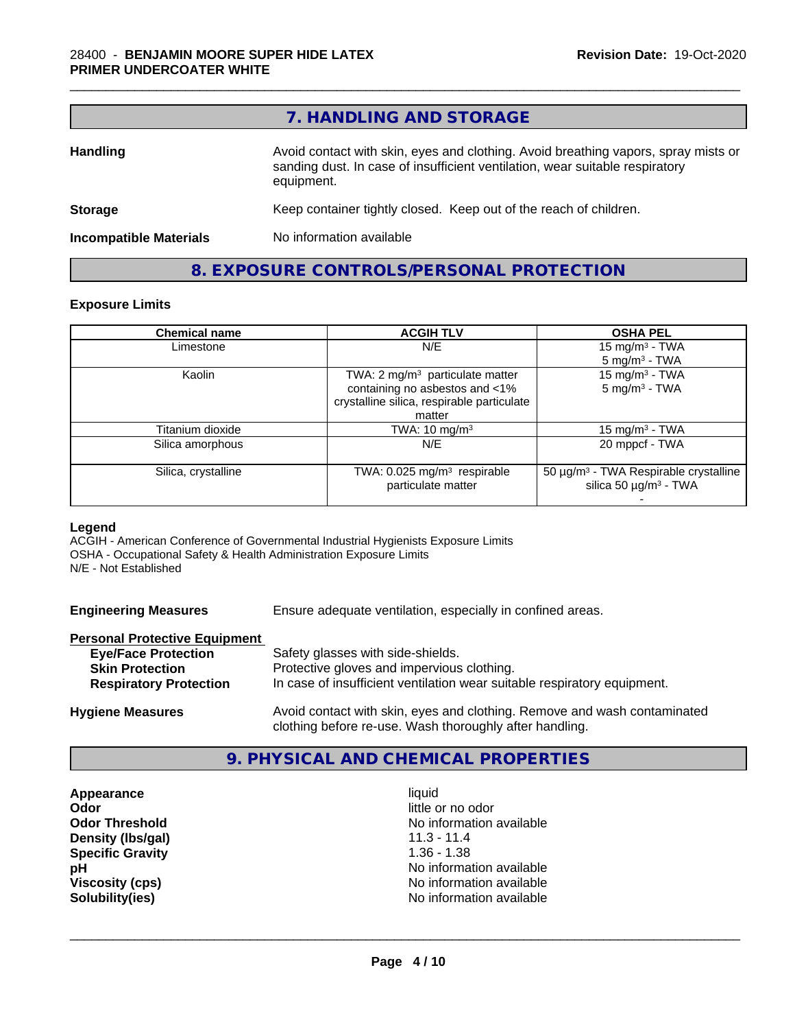## 7. HANDLING AND STORAGE

**Handling** Avoid contact with skin, eyes and clothing. Avoid breathing vapors, spray mists or sanding dust. In case of insufficient ventilation, wear suitable respiratory equipment.

**Storage** Keep container tightly closed. Keep out of the reach of children.

**Incompatible Materials** No information available

## 8. EXPOSURE CONTROLS/PERSONAL PROTECTION

### Exposure Limits

| Chemical name | ACGIH TLV | OSHA PEL |
|---|---|---|
| Limestone | N/E | 15 mg/m³ - TWA<br>5 mg/m³ - TWA |
| Kaolin | TWA: 2 mg/m³ particulate matter containing no asbestos and <1% crystalline silica, respirable particulate matter | 15 mg/m³ - TWA<br>5 mg/m³ - TWA |
| Titanium dioxide | TWA: 10 mg/m³ | 15 mg/m³ - TWA |
| Silica amorphous | N/E | 20 mppcf - TWA |
| Silica, crystalline | TWA: 0.025 mg/m³ respirable particulate matter | 50 µg/m³ - TWA Respirable crystalline silica 50 µg/m³ - TWA<br>- |

**Legend**
ACGIH - American Conference of Governmental Industrial Hygienists Exposure Limits
OSHA - Occupational Safety & Health Administration Exposure Limits
N/E - Not Established

**Engineering Measures** Ensure adequate ventilation, especially in confined areas.

**Personal Protective Equipment**
- **Eye/Face Protection** Safety glasses with side-shields.
- **Skin Protection** Protective gloves and impervious clothing.
- **Respiratory Protection** In case of insufficient ventilation wear suitable respiratory equipment.

**Hygiene Measures** Avoid contact with skin, eyes and clothing. Remove and wash contaminated clothing before re-use. Wash thoroughly after handling.

## 9. PHYSICAL AND CHEMICAL PROPERTIES

| | |
|---|---|
| **Appearance** | liquid |
| **Odor** | little or no odor |
| **Odor Threshold** | No information available |
| **Density (lbs/gal)** | 11.3 - 11.4 |
| **Specific Gravity** | 1.36 - 1.38 |
| **pH** | No information available |
| **Viscosity (cps)** | No information available |
| **Solubility(ies)** | No information available |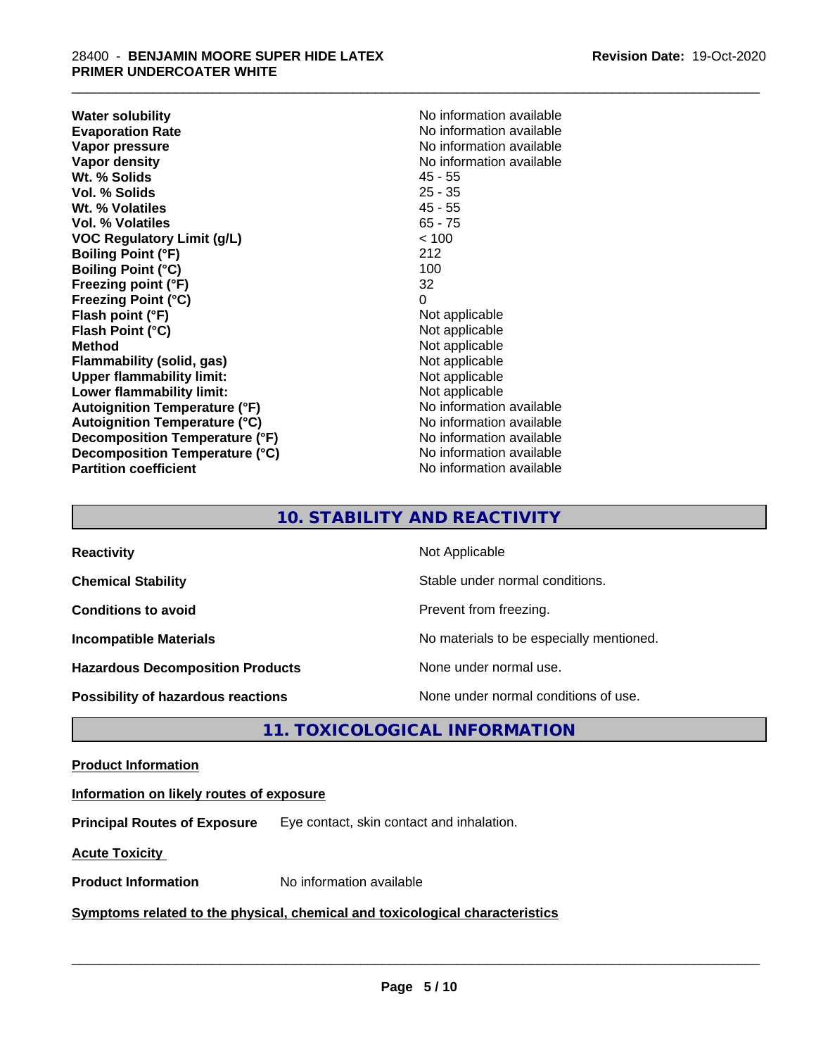| | |
|---|---|
| **Water solubility** | No information available |
| **Evaporation Rate** | No information available |
| **Vapor pressure** | No information available |
| **Vapor density** | No information available |
| **Wt. % Solids** | 45 - 55 |
| **Vol. % Solids** | 25 - 35 |
| **Wt. % Volatiles** | 45 - 55 |
| **Vol. % Volatiles** | 65 - 75 |
| **VOC Regulatory Limit (g/L)** | < 100 |
| **Boiling Point (°F)** | 212 |
| **Boiling Point (°C)** | 100 |
| **Freezing point (°F)** | 32 |
| **Freezing Point (°C)** | 0 |
| **Flash point (°F)** | Not applicable |
| **Flash Point (°C)** | Not applicable |
| **Method** | Not applicable |
| **Flammability (solid, gas)** | Not applicable |
| **Upper flammability limit:** | Not applicable |
| **Lower flammability limit:** | Not applicable |
| **Autoignition Temperature (°F)** | No information available |
| **Autoignition Temperature (°C)** | No information available |
| **Decomposition Temperature (°F)** | No information available |
| **Decomposition Temperature (°C)** | No information available |
| **Partition coefficient** | No information available |

## 10. STABILITY AND REACTIVITY

| | |
|---|---|
| **Reactivity** | Not Applicable |
| **Chemical Stability** | Stable under normal conditions. |
| **Conditions to avoid** | Prevent from freezing. |
| **Incompatible Materials** | No materials to be especially mentioned. |
| **Hazardous Decomposition Products** | None under normal use. |
| **Possibility of hazardous reactions** | None under normal conditions of use. |

## 11. TOXICOLOGICAL INFORMATION

**Product Information**

**Information on likely routes of exposure**

**Principal Routes of Exposure** Eye contact, skin contact and inhalation.

**Acute Toxicity**

**Product Information** No information available

**Symptoms related to the physical, chemical and toxicological characteristics**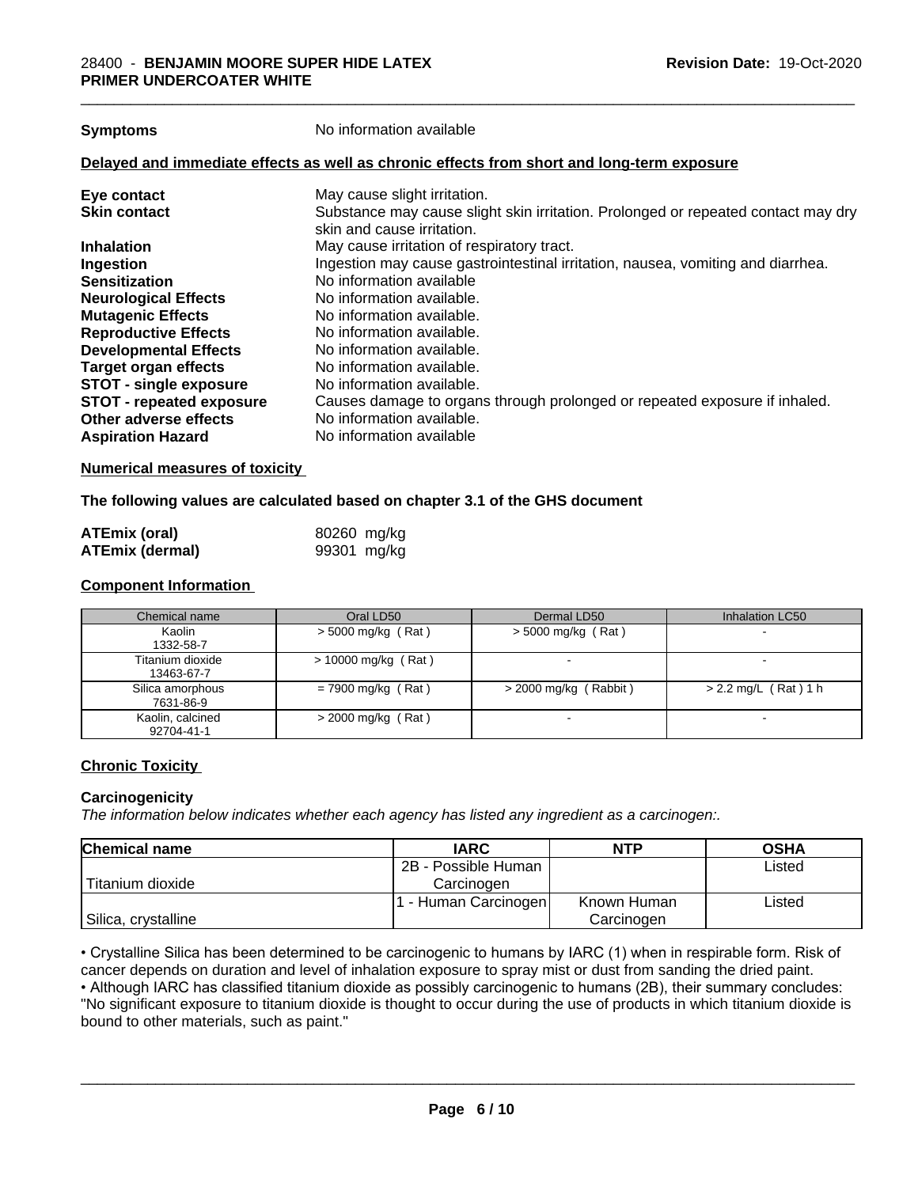| | |
|---|---|
| **Symptoms** | No information available |

**Delayed and immediate effects as well as chronic effects from short and long-term exposure**

| | |
|---|---|
| **Eye contact** | May cause slight irritation. |
| **Skin contact** | Substance may cause slight skin irritation. Prolonged or repeated contact may dry skin and cause irritation. |
| **Inhalation** | May cause irritation of respiratory tract. |
| **Ingestion** | Ingestion may cause gastrointestinal irritation, nausea, vomiting and diarrhea. |
| **Sensitization** | No information available |
| **Neurological Effects** | No information available. |
| **Mutagenic Effects** | No information available. |
| **Reproductive Effects** | No information available. |
| **Developmental Effects** | No information available. |
| **Target organ effects** | No information available. |
| **STOT - single exposure** | No information available. |
| **STOT - repeated exposure** | Causes damage to organs through prolonged or repeated exposure if inhaled. |
| **Other adverse effects** | No information available. |
| **Aspiration Hazard** | No information available |

**Numerical measures of toxicity**

**The following values are calculated based on chapter 3.1 of the GHS document**

| | |
|---|---|
| **ATEmix (oral)** | 80260 mg/kg |
| **ATEmix (dermal)** | 99301 mg/kg |

**Component Information**

| Chemical name | Oral LD50 | Dermal LD50 | Inhalation LC50 |
|---|---|---|---|
| Kaolin<br>1332-58-7 | > 5000 mg/kg ( Rat ) | > 5000 mg/kg ( Rat ) | - |
| Titanium dioxide<br>13463-67-7 | > 10000 mg/kg ( Rat ) | - | - |
| Silica amorphous<br>7631-86-9 | = 7900 mg/kg ( Rat ) | > 2000 mg/kg ( Rabbit ) | > 2.2 mg/L ( Rat ) 1 h |
| Kaolin, calcined<br>92704-41-1 | > 2000 mg/kg ( Rat ) | - | - |

**Chronic Toxicity**

**Carcinogenicity**

*The information below indicates whether each agency has listed any ingredient as a carcinogen:.*

| Chemical name | IARC | NTP | OSHA |
|---|---|---|---|
| Titanium dioxide | 2B - Possible Human Carcinogen | | Listed |
| Silica, crystalline | 1 - Human Carcinogen | Known Human Carcinogen | Listed |

• Crystalline Silica has been determined to be carcinogenic to humans by IARC (1) when in respirable form. Risk of cancer depends on duration and level of inhalation exposure to spray mist or dust from sanding the dried paint.
• Although IARC has classified titanium dioxide as possibly carcinogenic to humans (2B), their summary concludes: "No significant exposure to titanium dioxide is thought to occur during the use of products in which titanium dioxide is bound to other materials, such as paint."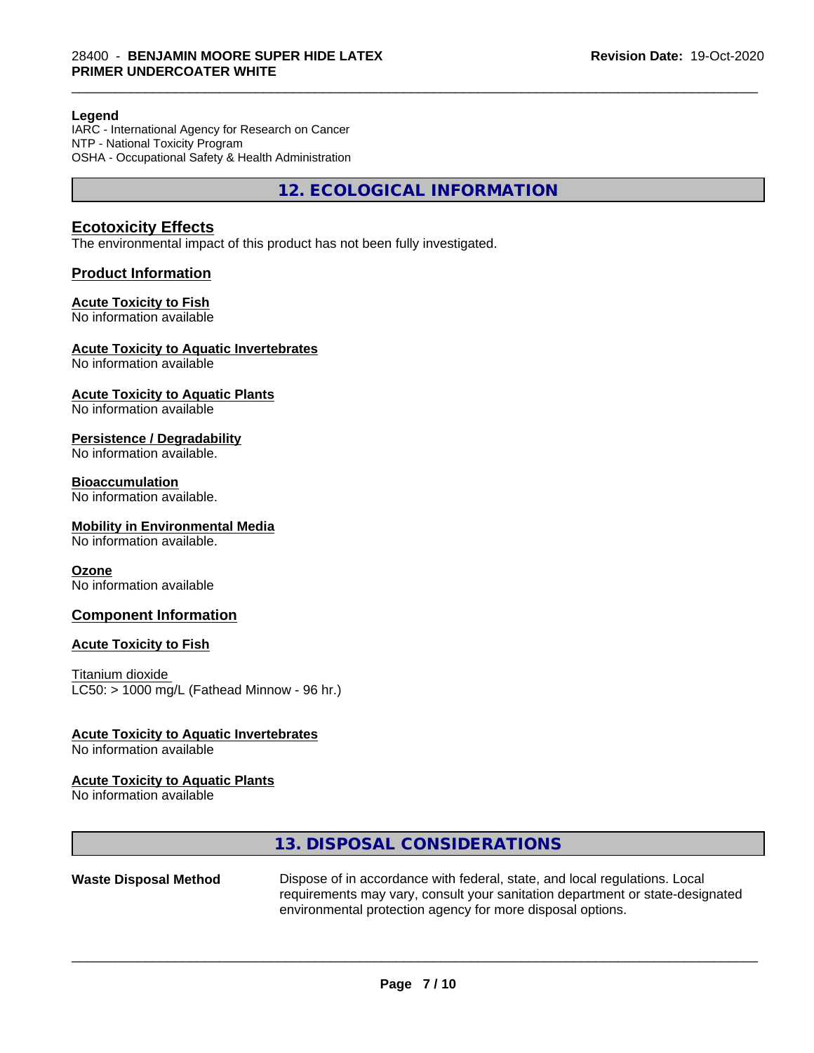**Legend**
IARC - International Agency for Research on Cancer
NTP - National Toxicity Program
OSHA - Occupational Safety & Health Administration

## 12. ECOLOGICAL INFORMATION

### Ecotoxicity Effects

The environmental impact of this product has not been fully investigated.

### Product Information

**Acute Toxicity to Fish**
No information available

**Acute Toxicity to Aquatic Invertebrates**
No information available

**Acute Toxicity to Aquatic Plants**
No information available

**Persistence / Degradability**
No information available.

**Bioaccumulation**
No information available.

**Mobility in Environmental Media**
No information available.

**Ozone**
No information available

### Component Information

**Acute Toxicity to Fish**

Titanium dioxide
LC50: > 1000 mg/L (Fathead Minnow - 96 hr.)

**Acute Toxicity to Aquatic Invertebrates**
No information available

**Acute Toxicity to Aquatic Plants**
No information available

## 13. DISPOSAL CONSIDERATIONS

| | |
|---|---|
| **Waste Disposal Method** | Dispose of in accordance with federal, state, and local regulations. Local requirements may vary, consult your sanitation department or state-designated environmental protection agency for more disposal options. |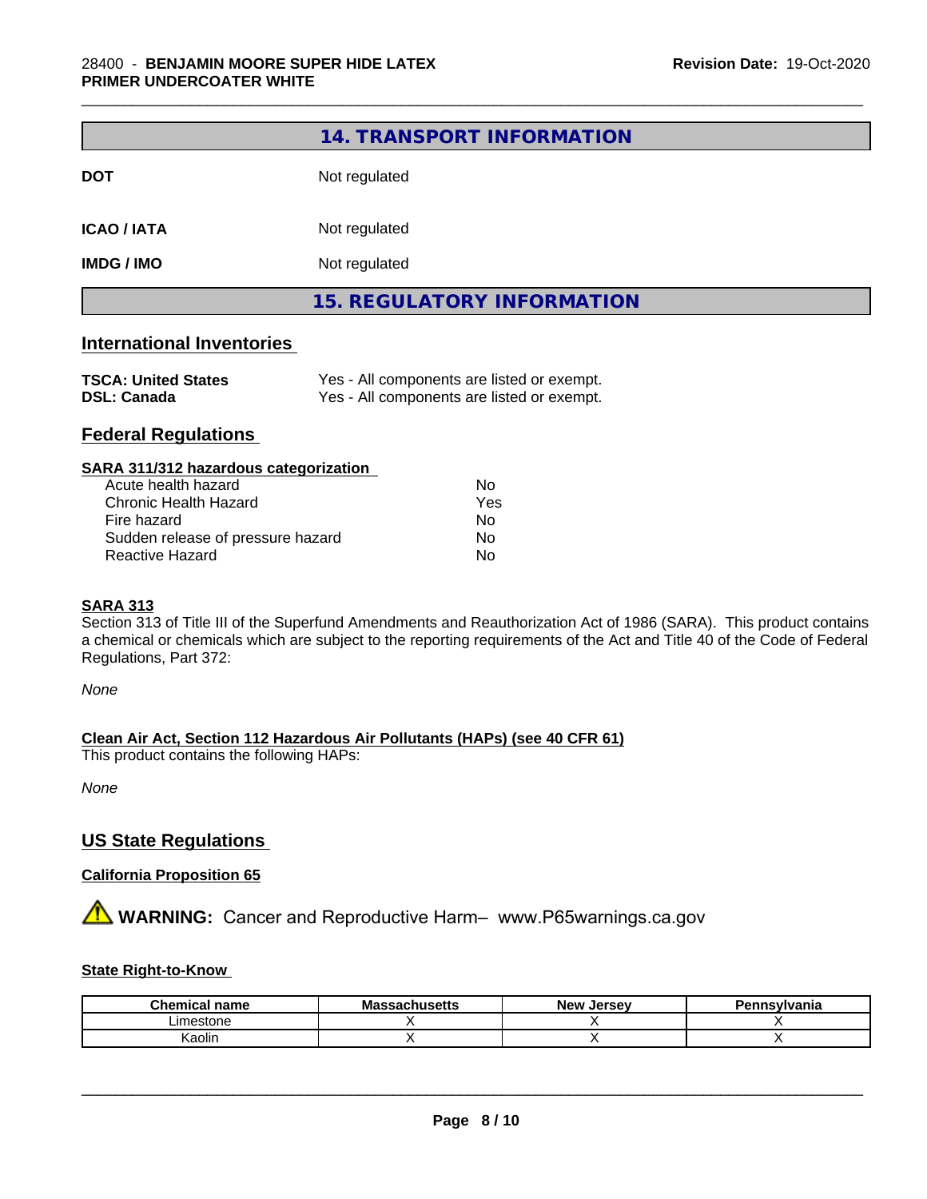## 14. TRANSPORT INFORMATION

**DOT** Not regulated

**ICAO / IATA** Not regulated

**IMDG / IMO** Not regulated

## 15. REGULATORY INFORMATION

### International Inventories

**TSCA: United States** Yes - All components are listed or exempt.
**DSL: Canada** Yes - All components are listed or exempt.

### Federal Regulations

**SARA 311/312 hazardous categorization**

| | |
|---|---|
| Acute health hazard | No |
| Chronic Health Hazard | Yes |
| Fire hazard | No |
| Sudden release of pressure hazard | No |
| Reactive Hazard | No |

**SARA 313**
Section 313 of Title III of the Superfund Amendments and Reauthorization Act of 1986 (SARA). This product contains a chemical or chemicals which are subject to the reporting requirements of the Act and Title 40 of the Code of Federal Regulations, Part 372:

*None*

**Clean Air Act, Section 112 Hazardous Air Pollutants (HAPs) (see 40 CFR 61)**
This product contains the following HAPs:

*None*

### US State Regulations

**California Proposition 65**

⚠ **WARNING:** Cancer and Reproductive Harm– www.P65warnings.ca.gov

**State Right-to-Know**

| Chemical name | Massachusetts | New Jersey | Pennsylvania |
|---|---|---|---|
| Limestone | X | X | X |
| Kaolin | X | X | X |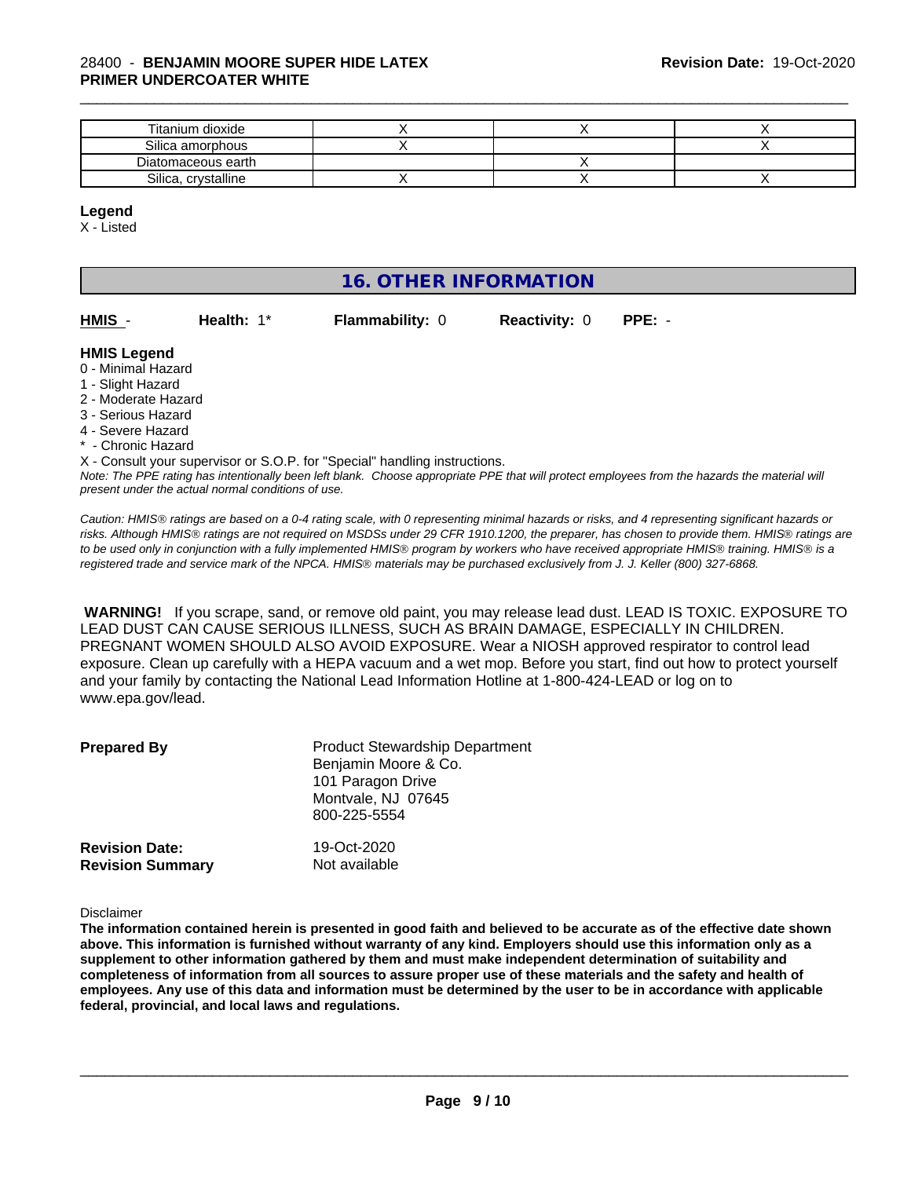| Titanium dioxide | X | X | X |
|---|---|---|---|
| Silica amorphous | X | | X |
| Diatomaceous earth | | X | |
| Silica, crystalline | X | X | X |

**Legend**

X - Listed

## 16. OTHER INFORMATION

**HMIS** - **Health:** 1* **Flammability:** 0 **Reactivity:** 0 **PPE:** -

**HMIS Legend**

0 - Minimal Hazard
1 - Slight Hazard
2 - Moderate Hazard
3 - Serious Hazard
4 - Severe Hazard
* - Chronic Hazard
X - Consult your supervisor or S.O.P. for "Special" handling instructions.

*Note: The PPE rating has intentionally been left blank. Choose appropriate PPE that will protect employees from the hazards the material will present under the actual normal conditions of use.*

*Caution: HMIS® ratings are based on a 0-4 rating scale, with 0 representing minimal hazards or risks, and 4 representing significant hazards or risks. Although HMIS® ratings are not required on MSDSs under 29 CFR 1910.1200, the preparer, has chosen to provide them. HMIS® ratings are to be used only in conjunction with a fully implemented HMIS® program by workers who have received appropriate HMIS® training. HMIS® is a registered trade and service mark of the NPCA. HMIS® materials may be purchased exclusively from J. J. Keller (800) 327-6868.*

**WARNING!** If you scrape, sand, or remove old paint, you may release lead dust. LEAD IS TOXIC. EXPOSURE TO LEAD DUST CAN CAUSE SERIOUS ILLNESS, SUCH AS BRAIN DAMAGE, ESPECIALLY IN CHILDREN. PREGNANT WOMEN SHOULD ALSO AVOID EXPOSURE. Wear a NIOSH approved respirator to control lead exposure. Clean up carefully with a HEPA vacuum and a wet mop. Before you start, find out how to protect yourself and your family by contacting the National Lead Information Hotline at 1-800-424-LEAD or log on to www.epa.gov/lead.

**Prepared By**
Product Stewardship Department
Benjamin Moore & Co.
101 Paragon Drive
Montvale, NJ 07645
800-225-5554

**Revision Date:** 19-Oct-2020
**Revision Summary** Not available

Disclaimer

**The information contained herein is presented in good faith and believed to be accurate as of the effective date shown above. This information is furnished without warranty of any kind. Employers should use this information only as a supplement to other information gathered by them and must make independent determination of suitability and completeness of information from all sources to assure proper use of these materials and the safety and health of employees. Any use of this data and information must be determined by the user to be in accordance with applicable federal, provincial, and local laws and regulations.**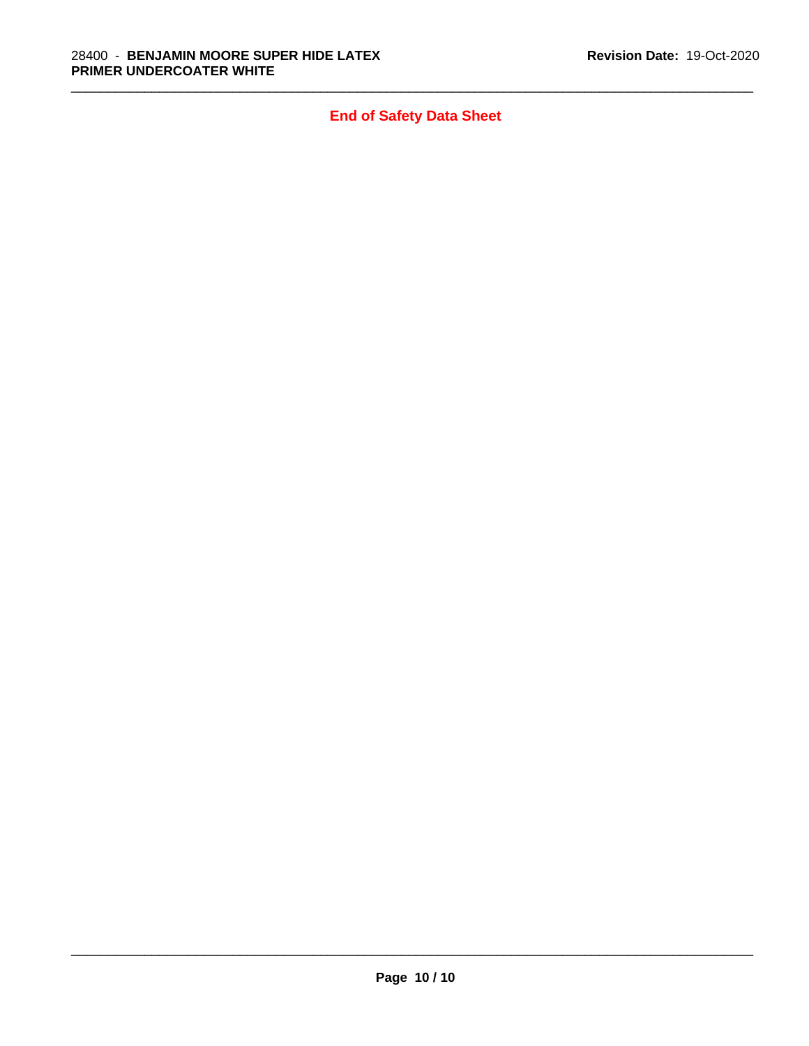**End of Safety Data Sheet**